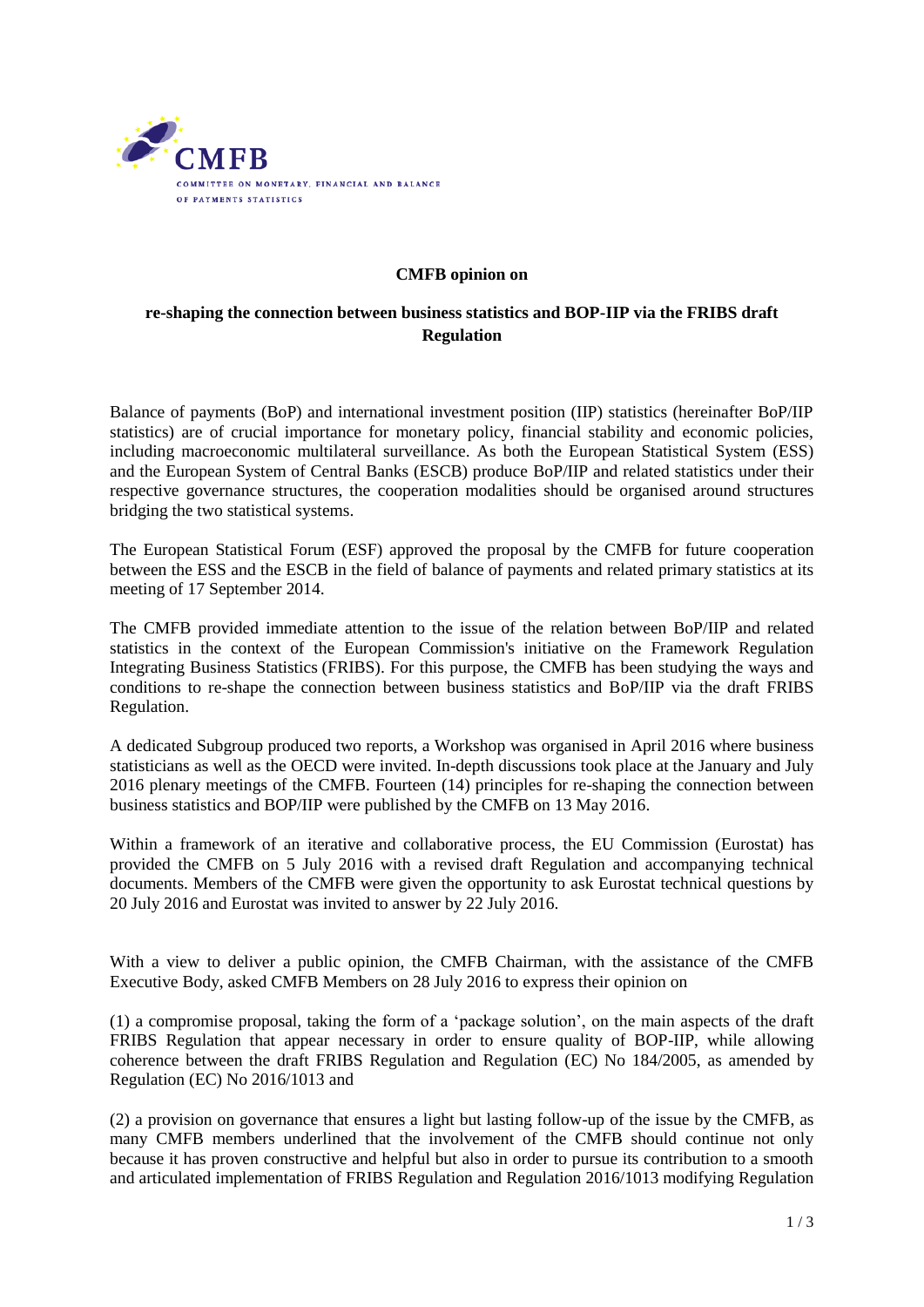**CMFB**

COMMITTEE ON MONETARY, FINANCIAL AND BALANCE OF PAYMENTS STATISTICS

**CMFB opinion on**

**re-shaping the connection between business statistics and BOP-IIP via the FRIBS draft Regulation**

Balance of payments (BoP) and international investment position (IIP) statistics (hereinafter BoP/IIP statistics) are of crucial importance for monetary policy, financial stability and economic policies, including macroeconomic multilateral surveillance. As both the European Statistical System (ESS) and the European System of Central Banks (ESCB) produce BoP/IIP and related statistics under their respective governance structures, the cooperation modalities should be organised around structures bridging the two statistical systems.

The European Statistical Forum (ESF) approved the proposal by the CMFB for future cooperation between the ESS and the ESCB in the field of balance of payments and related primary statistics at its meeting of 17 September 2014.

The CMFB provided immediate attention to the issue of the relation between BoP/IIP and related statistics in the context of the European Commission's initiative on the Framework Regulation Integrating Business Statistics (FRIBS). For this purpose, the CMFB has been studying the ways and conditions to re-shape the connection between business statistics and BoP/IIP via the draft FRIBS Regulation.

A dedicated Subgroup produced two reports, a Workshop was organised in April 2016 where business statisticians as well as the OECD were invited. In-depth discussions took place at the January and July 2016 plenary meetings of the CMFB. Fourteen (14) principles for re-shaping the connection between business statistics and BOP/IIP were published by the CMFB on 13 May 2016.

Within a framework of an iterative and collaborative process, the EU Commission (Eurostat) has provided the CMFB on 5 July 2016 with a revised draft Regulation and accompanying technical documents. Members of the CMFB were given the opportunity to ask Eurostat technical questions by 20 July 2016 and Eurostat was invited to answer by 22 July 2016.

With a view to deliver a public opinion, the CMFB Chairman, with the assistance of the CMFB Executive Body, asked CMFB Members on 28 July 2016 to express their opinion on

(1) a compromise proposal, taking the form of a 'package solution', on the main aspects of the draft FRIBS Regulation that appear necessary in order to ensure quality of BOP-IIP, while allowing coherence between the draft FRIBS Regulation and Regulation (EC) No 184/2005, as amended by Regulation (EC) No 2016/1013 and

(2) a provision on governance that ensures a light but lasting follow-up of the issue by the CMFB, as many CMFB members underlined that the involvement of the CMFB should continue not only because it has proven constructive and helpful but also in order to pursue its contribution to a smooth and articulated implementation of FRIBS Regulation and Regulation 2016/1013 modifying Regulation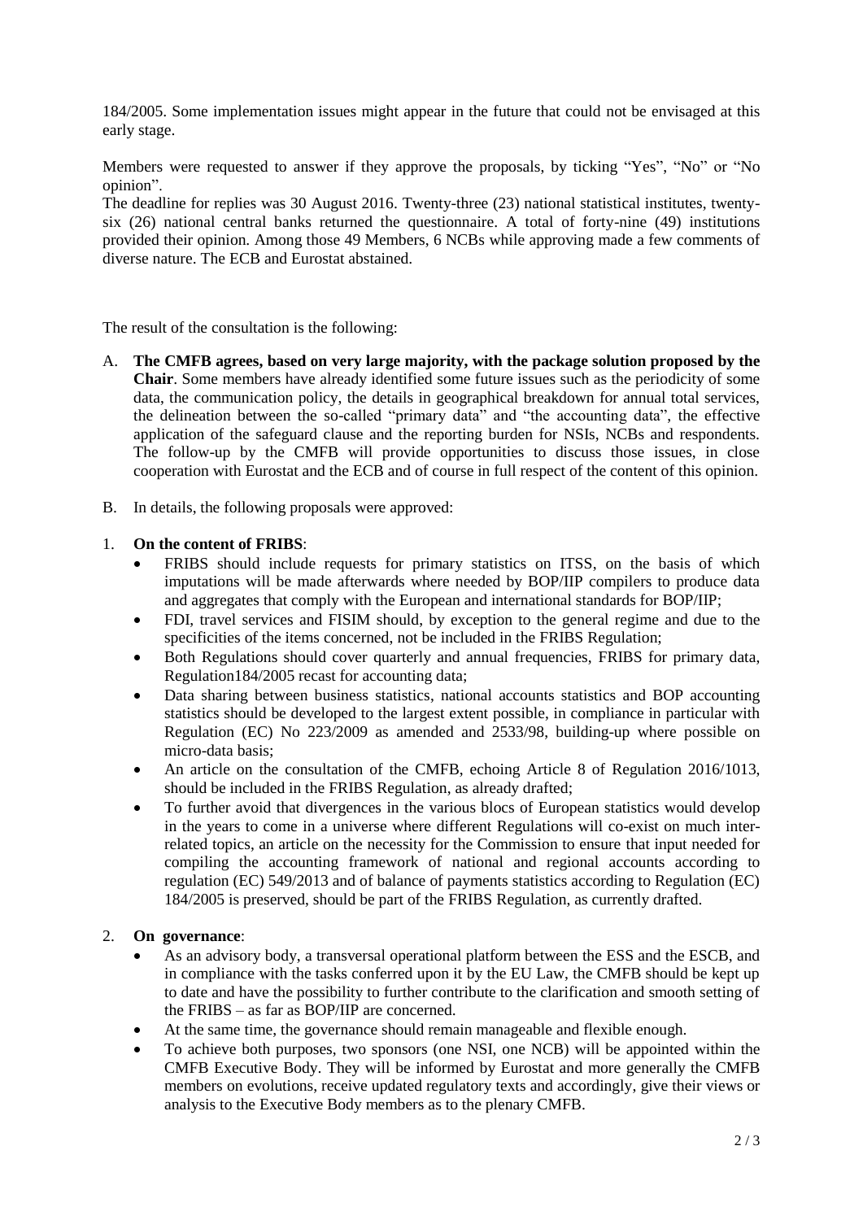184/2005. Some implementation issues might appear in the future that could not be envisaged at this early stage.

Members were requested to answer if they approve the proposals, by ticking "Yes", "No" or "No opinion".

The deadline for replies was 30 August 2016. Twenty-three (23) national statistical institutes, twenty-six (26) national central banks returned the questionnaire. A total of forty-nine (49) institutions provided their opinion. Among those 49 Members, 6 NCBs while approving made a few comments of diverse nature. The ECB and Eurostat abstained.

The result of the consultation is the following:

A. **The CMFB agrees, based on very large majority, with the package solution proposed by the Chair**. Some members have already identified some future issues such as the periodicity of some data, the communication policy, the details in geographical breakdown for annual total services, the delineation between the so-called "primary data" and "the accounting data", the effective application of the safeguard clause and the reporting burden for NSIs, NCBs and respondents. The follow-up by the CMFB will provide opportunities to discuss those issues, in close cooperation with Eurostat and the ECB and of course in full respect of the content of this opinion.

B. In details, the following proposals were approved:

1. **On the content of FRIBS**:
   - FRIBS should include requests for primary statistics on ITSS, on the basis of which imputations will be made afterwards where needed by BOP/IIP compilers to produce data and aggregates that comply with the European and international standards for BOP/IIP;
   - FDI, travel services and FISIM should, by exception to the general regime and due to the specificities of the items concerned, not be included in the FRIBS Regulation;
   - Both Regulations should cover quarterly and annual frequencies, FRIBS for primary data, Regulation184/2005 recast for accounting data;
   - Data sharing between business statistics, national accounts statistics and BOP accounting statistics should be developed to the largest extent possible, in compliance in particular with Regulation (EC) No 223/2009 as amended and 2533/98, building-up where possible on micro-data basis;
   - An article on the consultation of the CMFB, echoing Article 8 of Regulation 2016/1013, should be included in the FRIBS Regulation, as already drafted;
   - To further avoid that divergences in the various blocs of European statistics would develop in the years to come in a universe where different Regulations will co-exist on much inter-related topics, an article on the necessity for the Commission to ensure that input needed for compiling the accounting framework of national and regional accounts according to regulation (EC) 549/2013 and of balance of payments statistics according to Regulation (EC) 184/2005 is preserved, should be part of the FRIBS Regulation, as currently drafted.

2. **On governance**:
   - As an advisory body, a transversal operational platform between the ESS and the ESCB, and in compliance with the tasks conferred upon it by the EU Law, the CMFB should be kept up to date and have the possibility to further contribute to the clarification and smooth setting of the FRIBS – as far as BOP/IIP are concerned.
   - At the same time, the governance should remain manageable and flexible enough.
   - To achieve both purposes, two sponsors (one NSI, one NCB) will be appointed within the CMFB Executive Body. They will be informed by Eurostat and more generally the CMFB members on evolutions, receive updated regulatory texts and accordingly, give their views or analysis to the Executive Body members as to the plenary CMFB.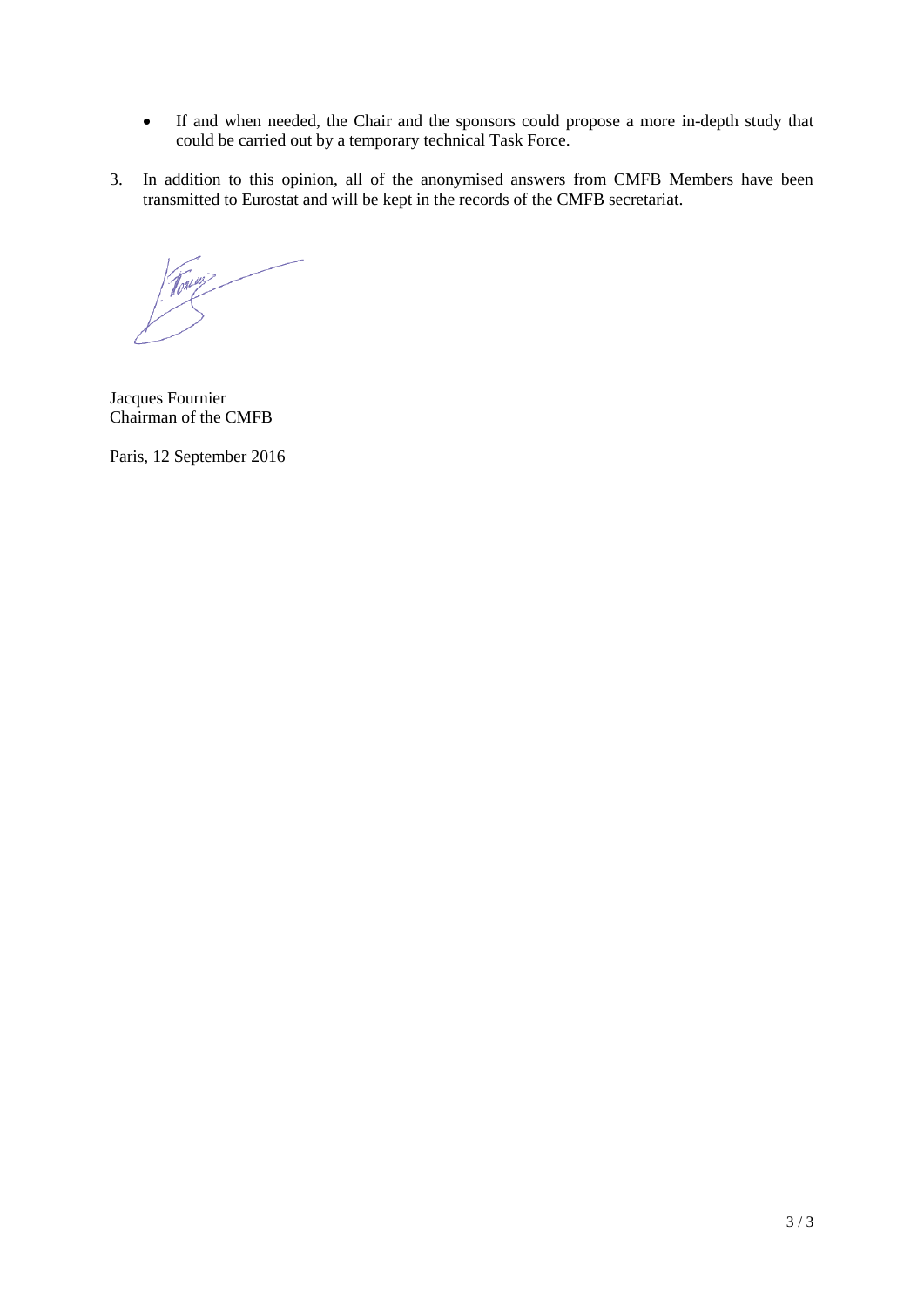- If and when needed, the Chair and the sponsors could propose a more in-depth study that could be carried out by a temporary technical Task Force.

3. In addition to this opinion, all of the anonymised answers from CMFB Members have been transmitted to Eurostat and will be kept in the records of the CMFB secretariat.

Jacques Fournier
Chairman of the CMFB

Paris, 12 September 2016